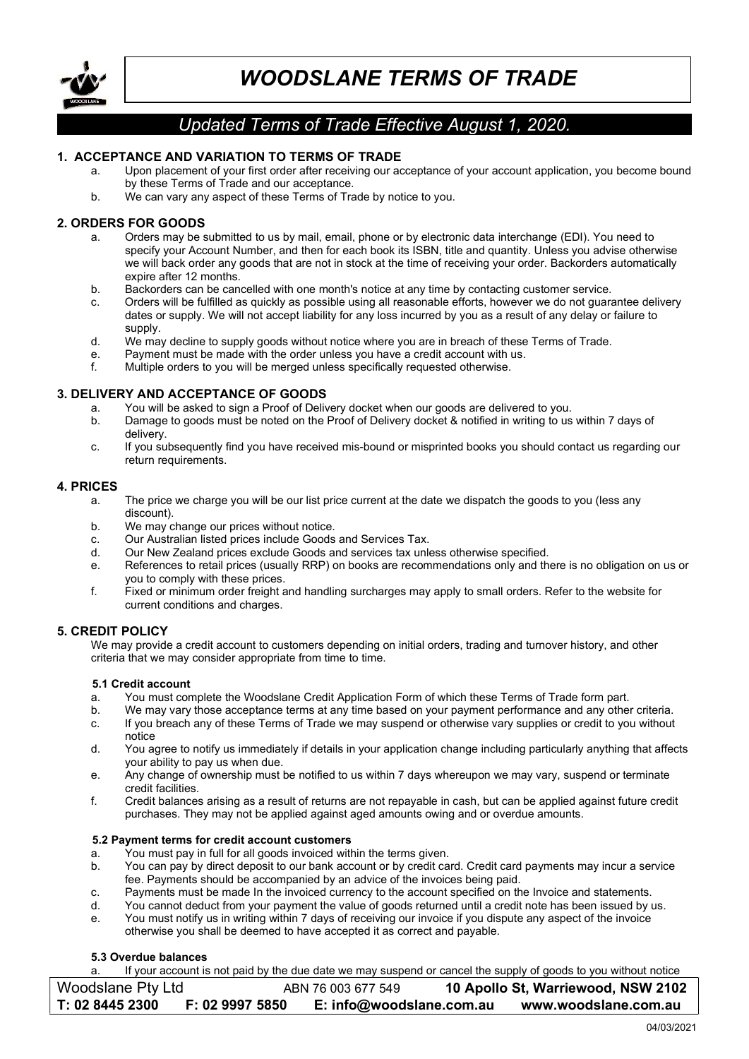# WOODSLANE TERMS OF TRADE

*Updated Terms of Trade Effective August 1, 2020.*

## 1. ACCEPTANCE AND VARIATION TO TERMS OF TRADE

a. Upon placement of your first order after receiving our acceptance of your account application, you become bound by these Terms of Trade and our acceptance.

b. We can vary any aspect of these Terms of Trade by notice to you.

## 2. ORDERS FOR GOODS

a. Orders may be submitted to us by mail, email, phone or by electronic data interchange (EDI). You need to specify your Account Number, and then for each book its ISBN, title and quantity. Unless you advise otherwise we will back order any goods that are not in stock at the time of receiving your order. Backorders automatically expire after 12 months.

b. Backorders can be cancelled with one month's notice at any time by contacting customer service.

c. Orders will be fulfilled as quickly as possible using all reasonable efforts, however we do not guarantee delivery dates or supply. We will not accept liability for any loss incurred by you as a result of any delay or failure to supply.

d. We may decline to supply goods without notice where you are in breach of these Terms of Trade.

e. Payment must be made with the order unless you have a credit account with us.

f. Multiple orders to you will be merged unless specifically requested otherwise.

## 3. DELIVERY AND ACCEPTANCE OF GOODS

a. You will be asked to sign a Proof of Delivery docket when our goods are delivered to you.

b. Damage to goods must be noted on the Proof of Delivery docket & notified in writing to us within 7 days of delivery.

c. If you subsequently find you have received mis-bound or misprinted books you should contact us regarding our return requirements.

## 4. PRICES

a. The price we charge you will be our list price current at the date we dispatch the goods to you (less any discount).

b. We may change our prices without notice.

c. Our Australian listed prices include Goods and Services Tax.

d. Our New Zealand prices exclude Goods and services tax unless otherwise specified.

e. References to retail prices (usually RRP) on books are recommendations only and there is no obligation on us or you to comply with these prices.

f. Fixed or minimum order freight and handling surcharges may apply to small orders. Refer to the website for current conditions and charges.

## 5. CREDIT POLICY

We may provide a credit account to customers depending on initial orders, trading and turnover history, and other criteria that we may consider appropriate from time to time.

### 5.1 Credit account

a. You must complete the Woodslane Credit Application Form of which these Terms of Trade form part.

b. We may vary those acceptance terms at any time based on your payment performance and any other criteria.

c. If you breach any of these Terms of Trade we may suspend or otherwise vary supplies or credit to you without notice

d. You agree to notify us immediately if details in your application change including particularly anything that affects your ability to pay us when due.

e. Any change of ownership must be notified to us within 7 days whereupon we may vary, suspend or terminate credit facilities.

f. Credit balances arising as a result of returns are not repayable in cash, but can be applied against future credit purchases. They may not be applied against aged amounts owing and or overdue amounts.

### 5.2 Payment terms for credit account customers

a. You must pay in full for all goods invoiced within the terms given.

b. You can pay by direct deposit to our bank account or by credit card. Credit card payments may incur a service fee. Payments should be accompanied by an advice of the invoices being paid.

c. Payments must be made In the invoiced currency to the account specified on the Invoice and statements.

d. You cannot deduct from your payment the value of goods returned until a credit note has been issued by us.

e. You must notify us in writing within 7 days of receiving our invoice if you dispute any aspect of the invoice otherwise you shall be deemed to have accepted it as correct and payable.

### 5.3 Overdue balances

a. If your account is not paid by the due date we may suspend or cancel the supply of goods to you without notice

| Woodslane Pty Ltd | | ABN 76 003 677 549 | **10 Apollo St, Warriewood, NSW 2102** |
|---|---|---|---|
| **T: 02 8445 2300** | **F: 02 9997 5850** | **E: info@woodslane.com.au** | **www.woodslane.com.au** |

04/03/2021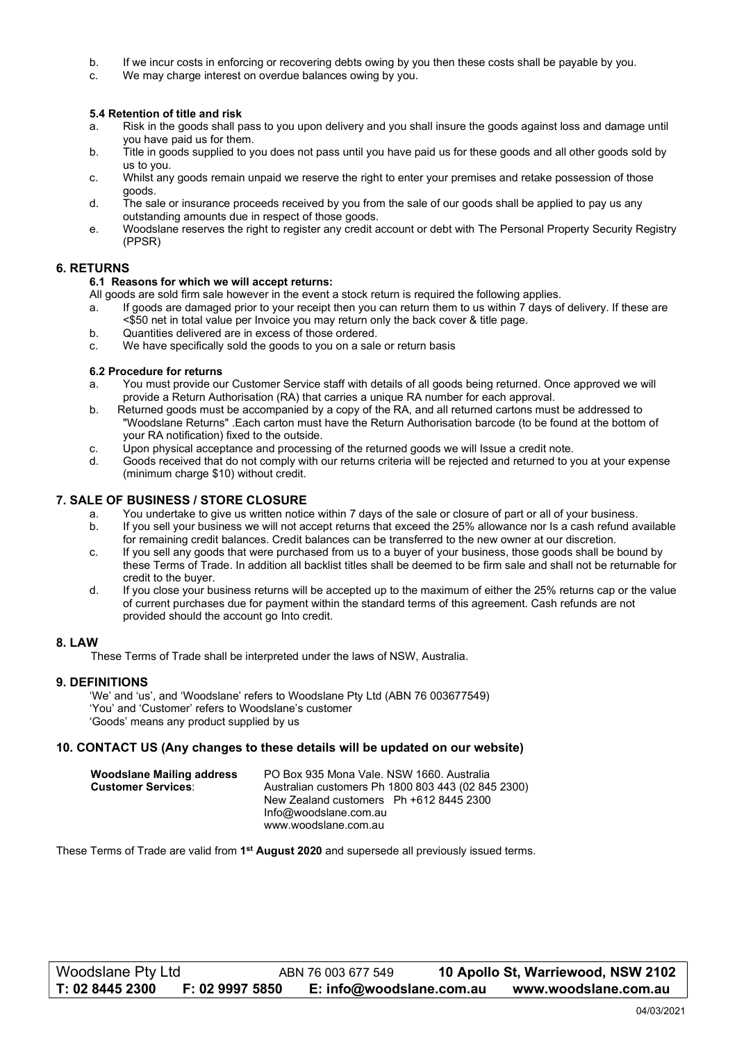b. If we incur costs in enforcing or recovering debts owing by you then these costs shall be payable by you.
c. We may charge interest on overdue balances owing by you.

**5.4 Retention of title and risk**

a. Risk in the goods shall pass to you upon delivery and you shall insure the goods against loss and damage until you have paid us for them.
b. Title in goods supplied to you does not pass until you have paid us for these goods and all other goods sold by us to you.
c. Whilst any goods remain unpaid we reserve the right to enter your premises and retake possession of those goods.
d. The sale or insurance proceeds received by you from the sale of our goods shall be applied to pay us any outstanding amounts due in respect of those goods.
e. Woodslane reserves the right to register any credit account or debt with The Personal Property Security Registry (PPSR)

## 6. RETURNS

**6.1 Reasons for which we will accept returns:**

All goods are sold firm sale however in the event a stock return is required the following applies.

a. If goods are damaged prior to your receipt then you can return them to us within 7 days of delivery. If these are <$50 net in total value per Invoice you may return only the back cover & title page.
b. Quantities delivered are in excess of those ordered.
c. We have specifically sold the goods to you on a sale or return basis

**6.2 Procedure for returns**

a. You must provide our Customer Service staff with details of all goods being returned. Once approved we will provide a Return Authorisation (RA) that carries a unique RA number for each approval.
b. Returned goods must be accompanied by a copy of the RA, and all returned cartons must be addressed to "Woodslane Returns" .Each carton must have the Return Authorisation barcode (to be found at the bottom of your RA notification) fixed to the outside.
c. Upon physical acceptance and processing of the returned goods we will Issue a credit note.
d. Goods received that do not comply with our returns criteria will be rejected and returned to you at your expense (minimum charge $10) without credit.

## 7. SALE OF BUSINESS / STORE CLOSURE

a. You undertake to give us written notice within 7 days of the sale or closure of part or all of your business.
b. If you sell your business we will not accept returns that exceed the 25% allowance nor Is a cash refund available for remaining credit balances. Credit balances can be transferred to the new owner at our discretion.
c. If you sell any goods that were purchased from us to a buyer of your business, those goods shall be bound by these Terms of Trade. In addition all backlist titles shall be deemed to be firm sale and shall not be returnable for credit to the buyer.
d. If you close your business returns will be accepted up to the maximum of either the 25% returns cap or the value of current purchases due for payment within the standard terms of this agreement. Cash refunds are not provided should the account go Into credit.

## 8. LAW

These Terms of Trade shall be interpreted under the laws of NSW, Australia.

## 9. DEFINITIONS

'We' and 'us', and 'Woodslane' refers to Woodslane Pty Ltd (ABN 76 003677549)
'You' and 'Customer' refers to Woodslane's customer
'Goods' means any product supplied by us

## 10. CONTACT US (Any changes to these details will be updated on our website)

| | |
|---|---|
| **Woodslane Mailing address** | PO Box 935 Mona Vale. NSW 1660. Australia |
| **Customer Services**: | Australian customers Ph 1800 803 443 (02 845 2300)<br>New Zealand customers Ph +612 8445 2300<br>Info@woodslane.com.au<br>www.woodslane.com.au |

These Terms of Trade are valid from **1st August 2020** and supersede all previously issued terms.

| | | | |
|---|---|---|---|
| Woodslane Pty Ltd | | ABN 76 003 677 549 | **10 Apollo St, Warriewood, NSW 2102** |
| **T: 02 8445 2300** | **F: 02 9997 5850** | **E: info@woodslane.com.au** | **www.woodslane.com.au** |

04/03/2021